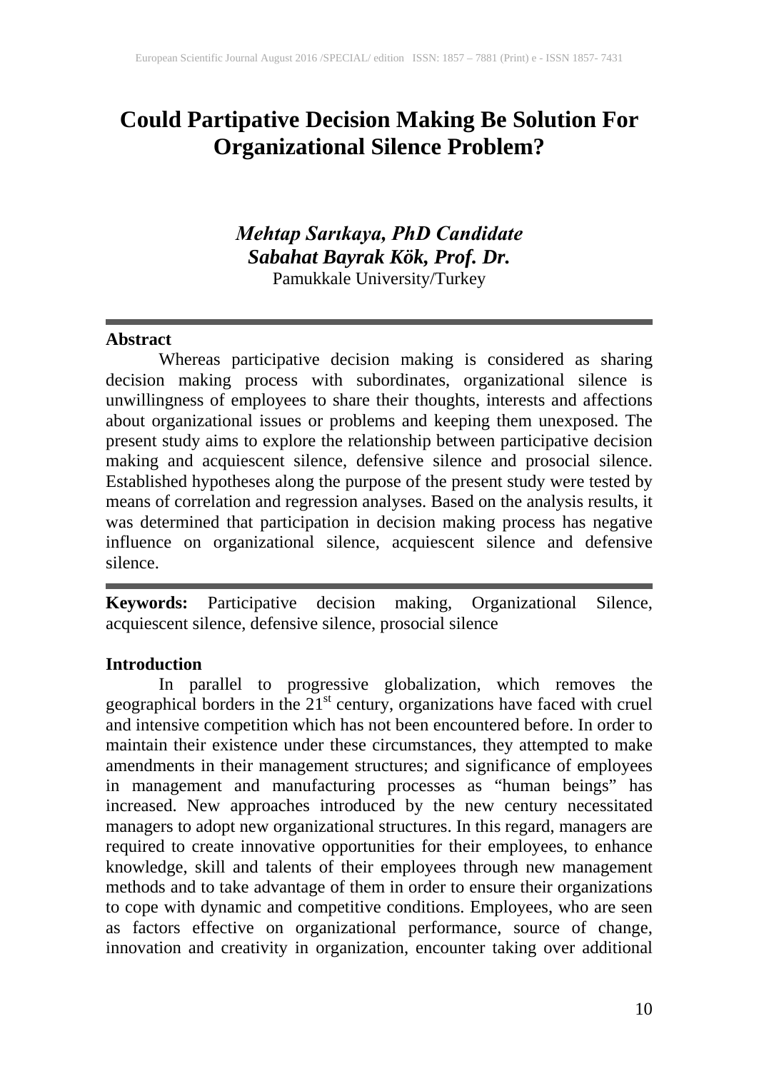# Could Partipative Decision Making Be Solution For Organizational Silence Problem?

***Mehtap Sarıkaya, PhD Candidate***
***Sabahat Bayrak Kök, Prof. Dr.***
Pamukkale University/Turkey

---

**Abstract**

Whereas participative decision making is considered as sharing decision making process with subordinates, organizational silence is unwillingness of employees to share their thoughts, interests and affections about organizational issues or problems and keeping them unexposed. The present study aims to explore the relationship between participative decision making and acquiescent silence, defensive silence and prosocial silence. Established hypotheses along the purpose of the present study were tested by means of correlation and regression analyses. Based on the analysis results, it was determined that participation in decision making process has negative influence on organizational silence, acquiescent silence and defensive silence.

---

**Keywords:** Participative decision making, Organizational Silence, acquiescent silence, defensive silence, prosocial silence

## Introduction

In parallel to progressive globalization, which removes the geographical borders in the $21^{st}$ century, organizations have faced with cruel and intensive competition which has not been encountered before. In order to maintain their existence under these circumstances, they attempted to make amendments in their management structures; and significance of employees in management and manufacturing processes as "human beings" has increased. New approaches introduced by the new century necessitated managers to adopt new organizational structures. In this regard, managers are required to create innovative opportunities for their employees, to enhance knowledge, skill and talents of their employees through new management methods and to take advantage of them in order to ensure their organizations to cope with dynamic and competitive conditions. Employees, who are seen as factors effective on organizational performance, source of change, innovation and creativity in organization, encounter taking over additional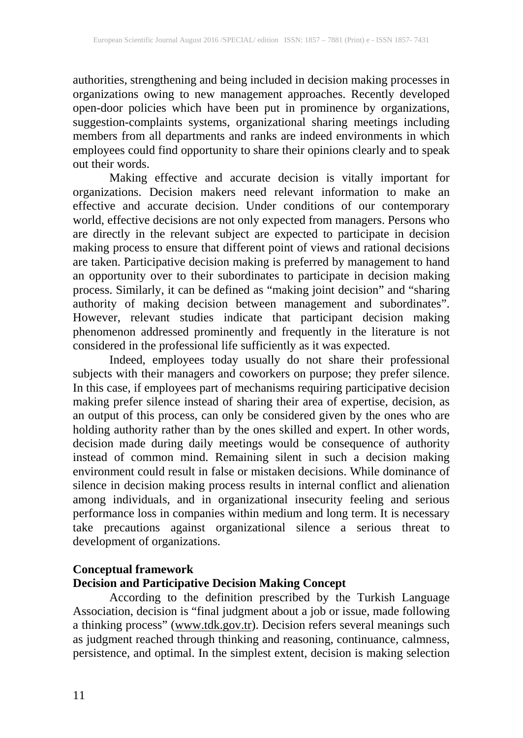authorities, strengthening and being included in decision making processes in organizations owing to new management approaches. Recently developed open-door policies which have been put in prominence by organizations, suggestion-complaints systems, organizational sharing meetings including members from all departments and ranks are indeed environments in which employees could find opportunity to share their opinions clearly and to speak out their words.

Making effective and accurate decision is vitally important for organizations. Decision makers need relevant information to make an effective and accurate decision. Under conditions of our contemporary world, effective decisions are not only expected from managers. Persons who are directly in the relevant subject are expected to participate in decision making process to ensure that different point of views and rational decisions are taken. Participative decision making is preferred by management to hand an opportunity over to their subordinates to participate in decision making process. Similarly, it can be defined as "making joint decision" and "sharing authority of making decision between management and subordinates". However, relevant studies indicate that participant decision making phenomenon addressed prominently and frequently in the literature is not considered in the professional life sufficiently as it was expected.

Indeed, employees today usually do not share their professional subjects with their managers and coworkers on purpose; they prefer silence. In this case, if employees part of mechanisms requiring participative decision making prefer silence instead of sharing their area of expertise, decision, as an output of this process, can only be considered given by the ones who are holding authority rather than by the ones skilled and expert. In other words, decision made during daily meetings would be consequence of authority instead of common mind. Remaining silent in such a decision making environment could result in false or mistaken decisions. While dominance of silence in decision making process results in internal conflict and alienation among individuals, and in organizational insecurity feeling and serious performance loss in companies within medium and long term. It is necessary take precautions against organizational silence a serious threat to development of organizations.

## Conceptual framework

### Decision and Participative Decision Making Concept

According to the definition prescribed by the Turkish Language Association, decision is "final judgment about a job or issue, made following a thinking process" (www.tdk.gov.tr). Decision refers several meanings such as judgment reached through thinking and reasoning, continuance, calmness, persistence, and optimal. In the simplest extent, decision is making selection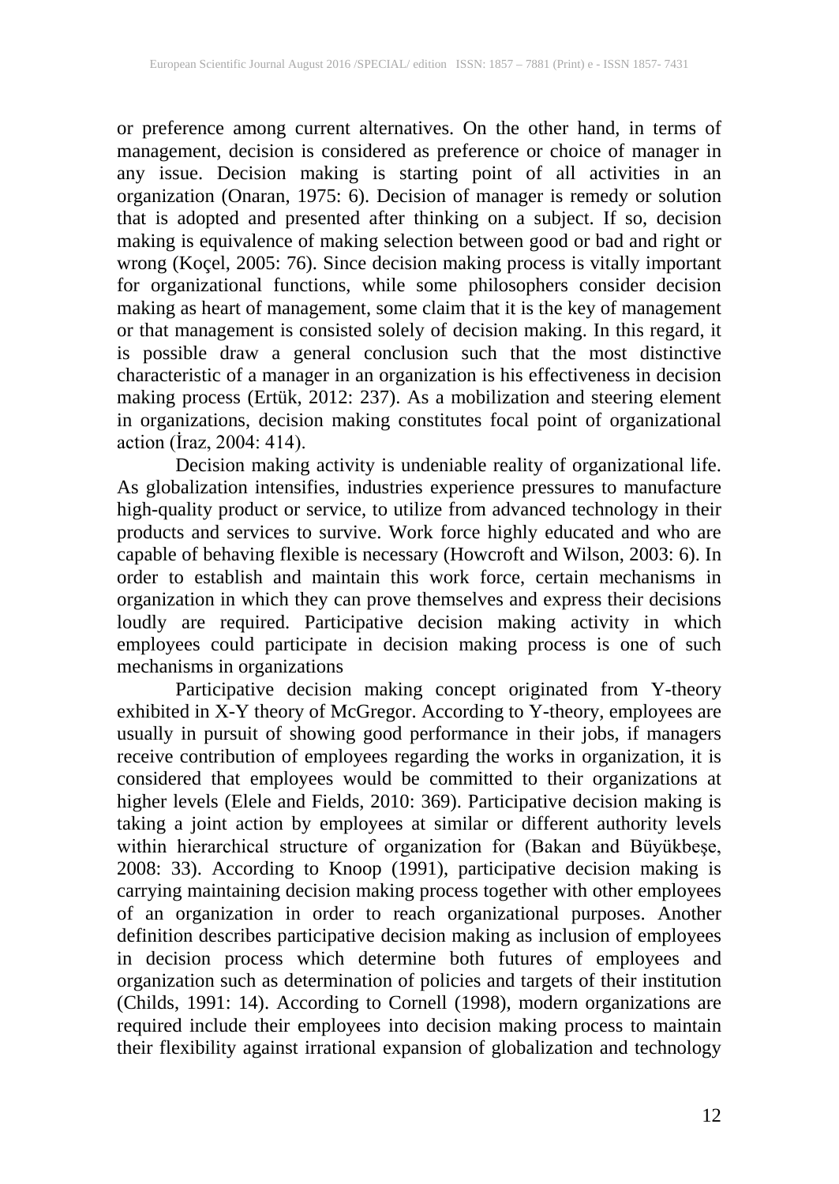or preference among current alternatives. On the other hand, in terms of management, decision is considered as preference or choice of manager in any issue. Decision making is starting point of all activities in an organization (Onaran, 1975: 6). Decision of manager is remedy or solution that is adopted and presented after thinking on a subject. If so, decision making is equivalence of making selection between good or bad and right or wrong (Koçel, 2005: 76). Since decision making process is vitally important for organizational functions, while some philosophers consider decision making as heart of management, some claim that it is the key of management or that management is consisted solely of decision making. In this regard, it is possible draw a general conclusion such that the most distinctive characteristic of a manager in an organization is his effectiveness in decision making process (Ertük, 2012: 237). As a mobilization and steering element in organizations, decision making constitutes focal point of organizational action (İraz, 2004: 414).

Decision making activity is undeniable reality of organizational life. As globalization intensifies, industries experience pressures to manufacture high-quality product or service, to utilize from advanced technology in their products and services to survive. Work force highly educated and who are capable of behaving flexible is necessary (Howcroft and Wilson, 2003: 6). In order to establish and maintain this work force, certain mechanisms in organization in which they can prove themselves and express their decisions loudly are required. Participative decision making activity in which employees could participate in decision making process is one of such mechanisms in organizations

Participative decision making concept originated from Y-theory exhibited in X-Y theory of McGregor. According to Y-theory, employees are usually in pursuit of showing good performance in their jobs, if managers receive contribution of employees regarding the works in organization, it is considered that employees would be committed to their organizations at higher levels (Elele and Fields, 2010: 369). Participative decision making is taking a joint action by employees at similar or different authority levels within hierarchical structure of organization for (Bakan and Büyükbeşe, 2008: 33). According to Knoop (1991), participative decision making is carrying maintaining decision making process together with other employees of an organization in order to reach organizational purposes. Another definition describes participative decision making as inclusion of employees in decision process which determine both futures of employees and organization such as determination of policies and targets of their institution (Childs, 1991: 14). According to Cornell (1998), modern organizations are required include their employees into decision making process to maintain their flexibility against irrational expansion of globalization and technology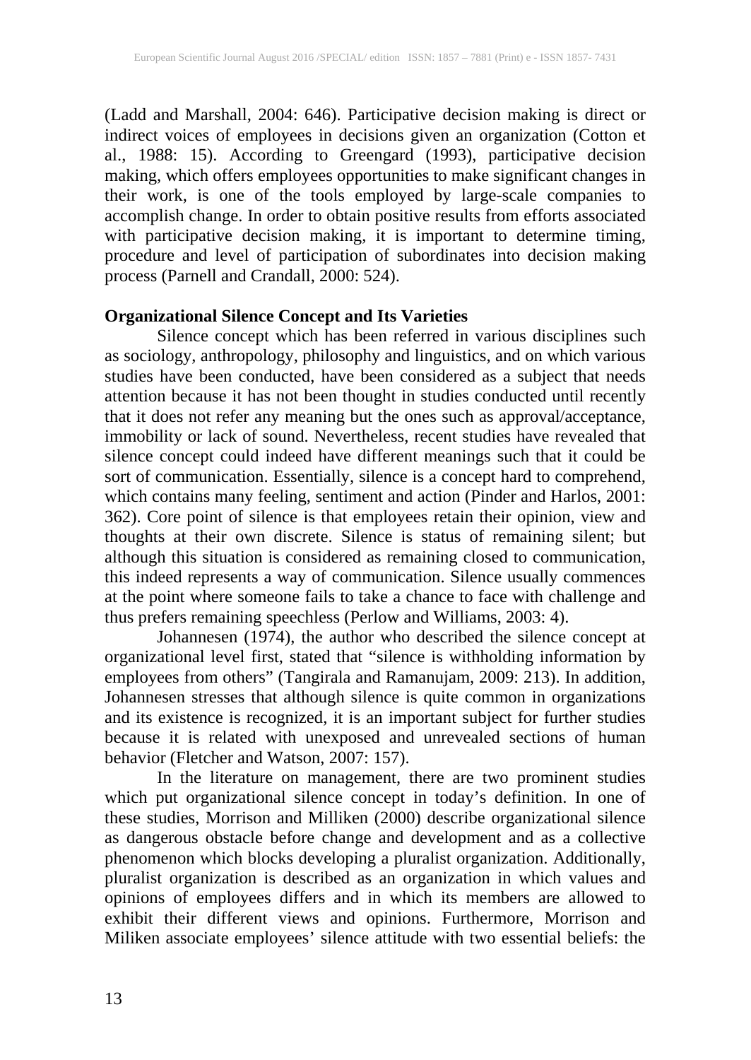(Ladd and Marshall, 2004: 646). Participative decision making is direct or indirect voices of employees in decisions given an organization (Cotton et al., 1988: 15). According to Greengard (1993), participative decision making, which offers employees opportunities to make significant changes in their work, is one of the tools employed by large-scale companies to accomplish change. In order to obtain positive results from efforts associated with participative decision making, it is important to determine timing, procedure and level of participation of subordinates into decision making process (Parnell and Crandall, 2000: 524).

**Organizational Silence Concept and Its Varieties**

Silence concept which has been referred in various disciplines such as sociology, anthropology, philosophy and linguistics, and on which various studies have been conducted, have been considered as a subject that needs attention because it has not been thought in studies conducted until recently that it does not refer any meaning but the ones such as approval/acceptance, immobility or lack of sound. Nevertheless, recent studies have revealed that silence concept could indeed have different meanings such that it could be sort of communication. Essentially, silence is a concept hard to comprehend, which contains many feeling, sentiment and action (Pinder and Harlos, 2001: 362). Core point of silence is that employees retain their opinion, view and thoughts at their own discrete. Silence is status of remaining silent; but although this situation is considered as remaining closed to communication, this indeed represents a way of communication. Silence usually commences at the point where someone fails to take a chance to face with challenge and thus prefers remaining speechless (Perlow and Williams, 2003: 4).

Johannesen (1974), the author who described the silence concept at organizational level first, stated that "silence is withholding information by employees from others" (Tangirala and Ramanujam, 2009: 213). In addition, Johannesen stresses that although silence is quite common in organizations and its existence is recognized, it is an important subject for further studies because it is related with unexposed and unrevealed sections of human behavior (Fletcher and Watson, 2007: 157).

In the literature on management, there are two prominent studies which put organizational silence concept in today's definition. In one of these studies, Morrison and Milliken (2000) describe organizational silence as dangerous obstacle before change and development and as a collective phenomenon which blocks developing a pluralist organization. Additionally, pluralist organization is described as an organization in which values and opinions of employees differs and in which its members are allowed to exhibit their different views and opinions. Furthermore, Morrison and Miliken associate employees' silence attitude with two essential beliefs: the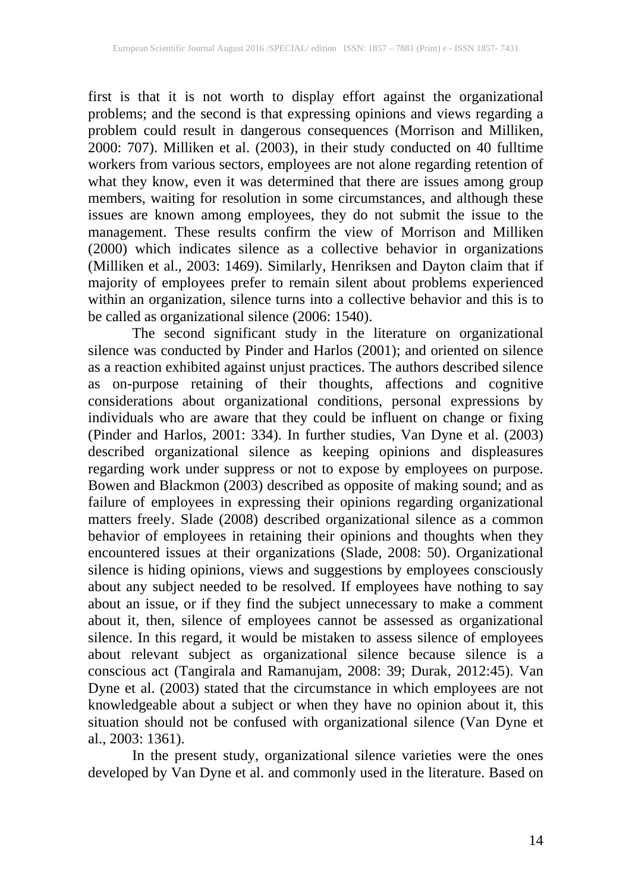first is that it is not worth to display effort against the organizational problems; and the second is that expressing opinions and views regarding a problem could result in dangerous consequences (Morrison and Milliken, 2000: 707). Milliken et al. (2003), in their study conducted on 40 fulltime workers from various sectors, employees are not alone regarding retention of what they know, even it was determined that there are issues among group members, waiting for resolution in some circumstances, and although these issues are known among employees, they do not submit the issue to the management. These results confirm the view of Morrison and Milliken (2000) which indicates silence as a collective behavior in organizations (Milliken et al., 2003: 1469). Similarly, Henriksen and Dayton claim that if majority of employees prefer to remain silent about problems experienced within an organization, silence turns into a collective behavior and this is to be called as organizational silence (2006: 1540).

The second significant study in the literature on organizational silence was conducted by Pinder and Harlos (2001); and oriented on silence as a reaction exhibited against unjust practices. The authors described silence as on-purpose retaining of their thoughts, affections and cognitive considerations about organizational conditions, personal expressions by individuals who are aware that they could be influent on change or fixing (Pinder and Harlos, 2001: 334). In further studies, Van Dyne et al. (2003) described organizational silence as keeping opinions and displeasures regarding work under suppress or not to expose by employees on purpose. Bowen and Blackmon (2003) described as opposite of making sound; and as failure of employees in expressing their opinions regarding organizational matters freely. Slade (2008) described organizational silence as a common behavior of employees in retaining their opinions and thoughts when they encountered issues at their organizations (Slade, 2008: 50). Organizational silence is hiding opinions, views and suggestions by employees consciously about any subject needed to be resolved. If employees have nothing to say about an issue, or if they find the subject unnecessary to make a comment about it, then, silence of employees cannot be assessed as organizational silence. In this regard, it would be mistaken to assess silence of employees about relevant subject as organizational silence because silence is a conscious act (Tangirala and Ramanujam, 2008: 39; Durak, 2012:45). Van Dyne et al. (2003) stated that the circumstance in which employees are not knowledgeable about a subject or when they have no opinion about it, this situation should not be confused with organizational silence (Van Dyne et al., 2003: 1361).

In the present study, organizational silence varieties were the ones developed by Van Dyne et al. and commonly used in the literature. Based on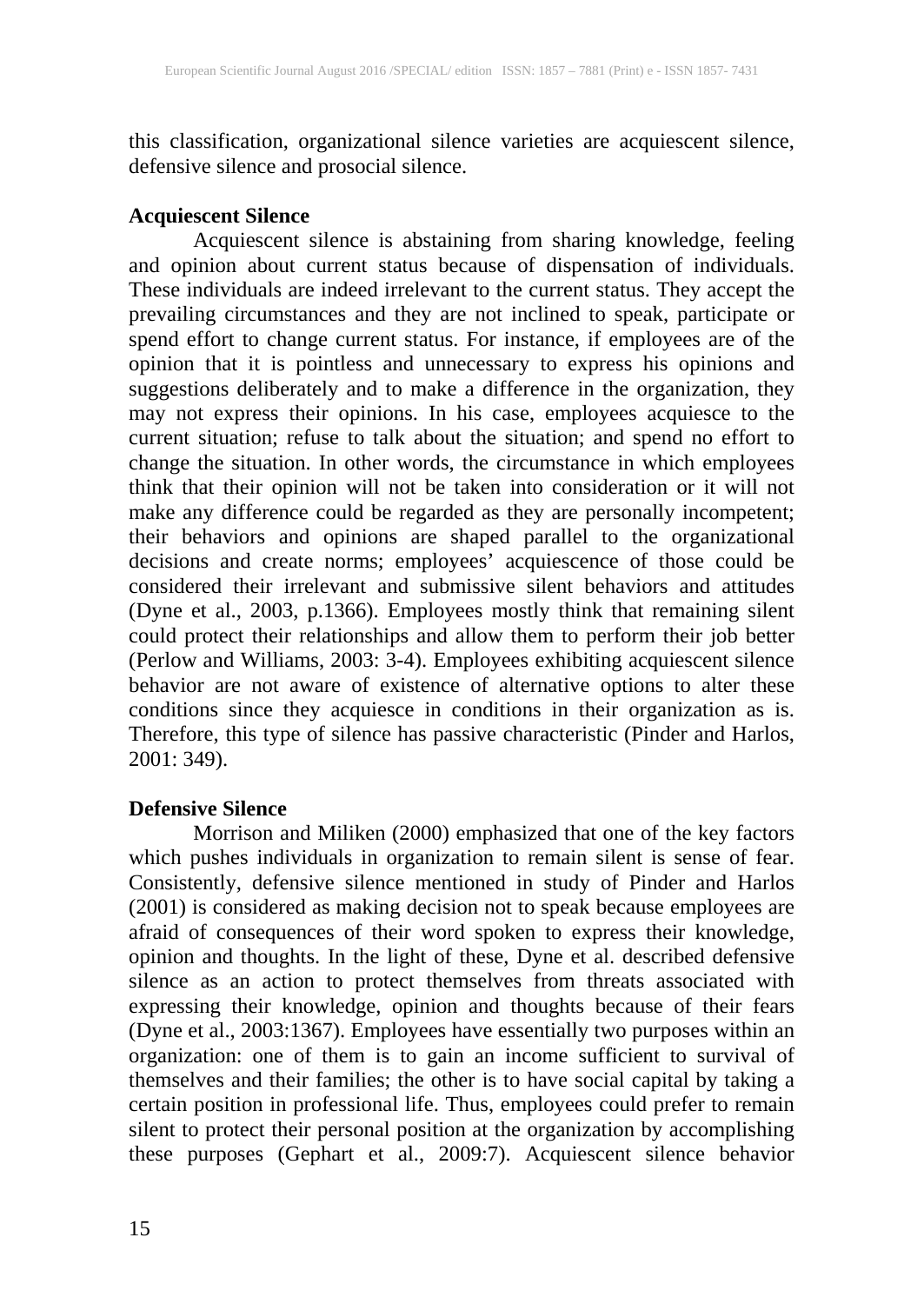this classification, organizational silence varieties are acquiescent silence, defensive silence and prosocial silence.

### Acquiescent Silence

Acquiescent silence is abstaining from sharing knowledge, feeling and opinion about current status because of dispensation of individuals. These individuals are indeed irrelevant to the current status. They accept the prevailing circumstances and they are not inclined to speak, participate or spend effort to change current status. For instance, if employees are of the opinion that it is pointless and unnecessary to express his opinions and suggestions deliberately and to make a difference in the organization, they may not express their opinions. In his case, employees acquiesce to the current situation; refuse to talk about the situation; and spend no effort to change the situation. In other words, the circumstance in which employees think that their opinion will not be taken into consideration or it will not make any difference could be regarded as they are personally incompetent; their behaviors and opinions are shaped parallel to the organizational decisions and create norms; employees' acquiescence of those could be considered their irrelevant and submissive silent behaviors and attitudes (Dyne et al., 2003, p.1366). Employees mostly think that remaining silent could protect their relationships and allow them to perform their job better (Perlow and Williams, 2003: 3-4). Employees exhibiting acquiescent silence behavior are not aware of existence of alternative options to alter these conditions since they acquiesce in conditions in their organization as is. Therefore, this type of silence has passive characteristic (Pinder and Harlos, 2001: 349).

### Defensive Silence

Morrison and Miliken (2000) emphasized that one of the key factors which pushes individuals in organization to remain silent is sense of fear. Consistently, defensive silence mentioned in study of Pinder and Harlos (2001) is considered as making decision not to speak because employees are afraid of consequences of their word spoken to express their knowledge, opinion and thoughts. In the light of these, Dyne et al. described defensive silence as an action to protect themselves from threats associated with expressing their knowledge, opinion and thoughts because of their fears (Dyne et al., 2003:1367). Employees have essentially two purposes within an organization: one of them is to gain an income sufficient to survival of themselves and their families; the other is to have social capital by taking a certain position in professional life. Thus, employees could prefer to remain silent to protect their personal position at the organization by accomplishing these purposes (Gephart et al., 2009:7). Acquiescent silence behavior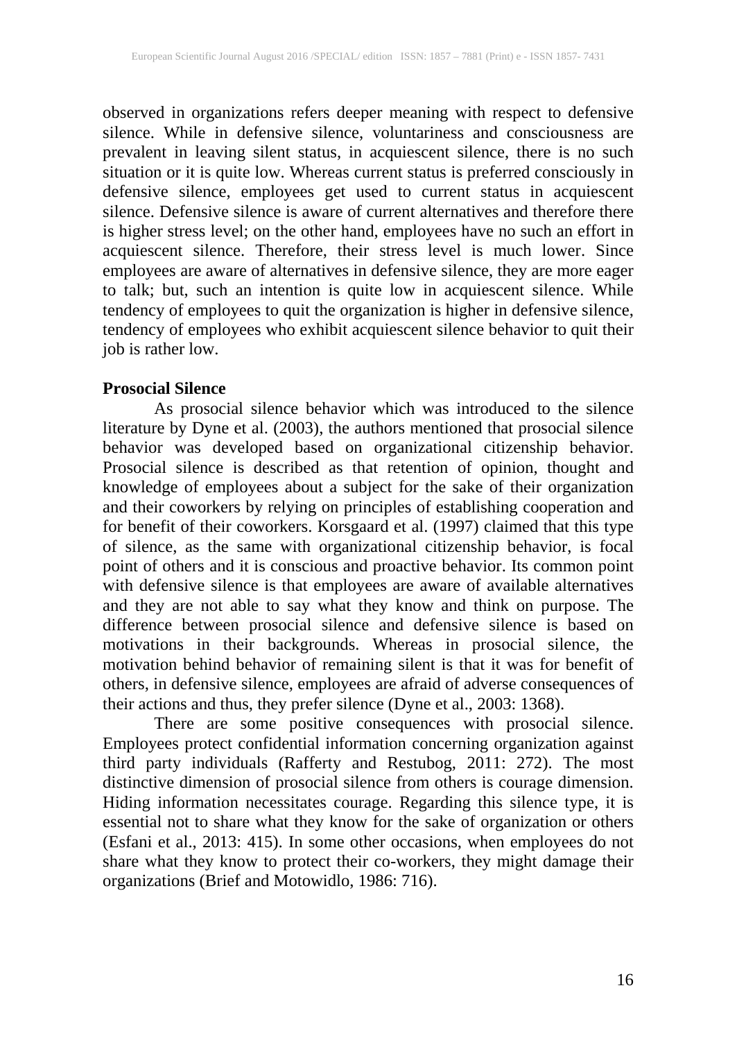observed in organizations refers deeper meaning with respect to defensive silence. While in defensive silence, voluntariness and consciousness are prevalent in leaving silent status, in acquiescent silence, there is no such situation or it is quite low. Whereas current status is preferred consciously in defensive silence, employees get used to current status in acquiescent silence. Defensive silence is aware of current alternatives and therefore there is higher stress level; on the other hand, employees have no such an effort in acquiescent silence. Therefore, their stress level is much lower. Since employees are aware of alternatives in defensive silence, they are more eager to talk; but, such an intention is quite low in acquiescent silence. While tendency of employees to quit the organization is higher in defensive silence, tendency of employees who exhibit acquiescent silence behavior to quit their job is rather low.

**Prosocial Silence**

As prosocial silence behavior which was introduced to the silence literature by Dyne et al. (2003), the authors mentioned that prosocial silence behavior was developed based on organizational citizenship behavior. Prosocial silence is described as that retention of opinion, thought and knowledge of employees about a subject for the sake of their organization and their coworkers by relying on principles of establishing cooperation and for benefit of their coworkers. Korsgaard et al. (1997) claimed that this type of silence, as the same with organizational citizenship behavior, is focal point of others and it is conscious and proactive behavior. Its common point with defensive silence is that employees are aware of available alternatives and they are not able to say what they know and think on purpose. The difference between prosocial silence and defensive silence is based on motivations in their backgrounds. Whereas in prosocial silence, the motivation behind behavior of remaining silent is that it was for benefit of others, in defensive silence, employees are afraid of adverse consequences of their actions and thus, they prefer silence (Dyne et al., 2003: 1368).

There are some positive consequences with prosocial silence. Employees protect confidential information concerning organization against third party individuals (Rafferty and Restubog, 2011: 272). The most distinctive dimension of prosocial silence from others is courage dimension. Hiding information necessitates courage. Regarding this silence type, it is essential not to share what they know for the sake of organization or others (Esfani et al., 2013: 415). In some other occasions, when employees do not share what they know to protect their co-workers, they might damage their organizations (Brief and Motowidlo, 1986: 716).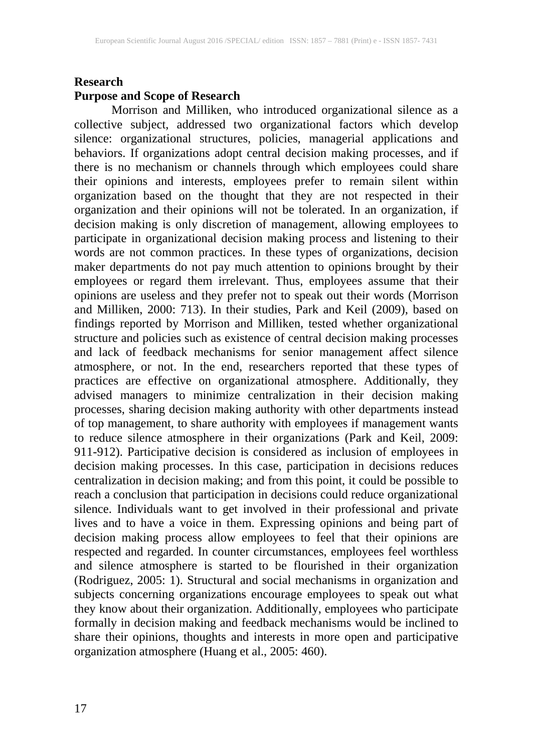**Research**

**Purpose and Scope of Research**

Morrison and Milliken, who introduced organizational silence as a collective subject, addressed two organizational factors which develop silence: organizational structures, policies, managerial applications and behaviors. If organizations adopt central decision making processes, and if there is no mechanism or channels through which employees could share their opinions and interests, employees prefer to remain silent within organization based on the thought that they are not respected in their organization and their opinions will not be tolerated. In an organization, if decision making is only discretion of management, allowing employees to participate in organizational decision making process and listening to their words are not common practices. In these types of organizations, decision maker departments do not pay much attention to opinions brought by their employees or regard them irrelevant. Thus, employees assume that their opinions are useless and they prefer not to speak out their words (Morrison and Milliken, 2000: 713). In their studies, Park and Keil (2009), based on findings reported by Morrison and Milliken, tested whether organizational structure and policies such as existence of central decision making processes and lack of feedback mechanisms for senior management affect silence atmosphere, or not. In the end, researchers reported that these types of practices are effective on organizational atmosphere. Additionally, they advised managers to minimize centralization in their decision making processes, sharing decision making authority with other departments instead of top management, to share authority with employees if management wants to reduce silence atmosphere in their organizations (Park and Keil, 2009: 911-912). Participative decision is considered as inclusion of employees in decision making processes. In this case, participation in decisions reduces centralization in decision making; and from this point, it could be possible to reach a conclusion that participation in decisions could reduce organizational silence. Individuals want to get involved in their professional and private lives and to have a voice in them. Expressing opinions and being part of decision making process allow employees to feel that their opinions are respected and regarded. In counter circumstances, employees feel worthless and silence atmosphere is started to be flourished in their organization (Rodriguez, 2005: 1). Structural and social mechanisms in organization and subjects concerning organizations encourage employees to speak out what they know about their organization. Additionally, employees who participate formally in decision making and feedback mechanisms would be inclined to share their opinions, thoughts and interests in more open and participative organization atmosphere (Huang et al., 2005: 460).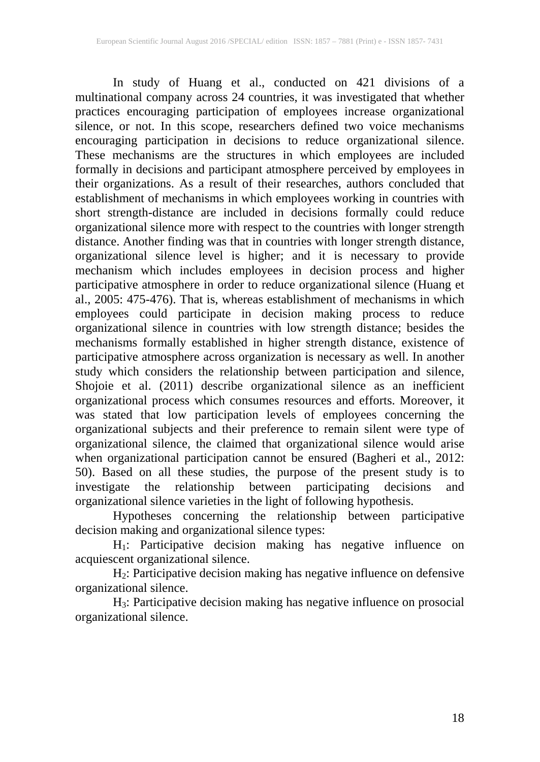In study of Huang et al., conducted on 421 divisions of a multinational company across 24 countries, it was investigated that whether practices encouraging participation of employees increase organizational silence, or not. In this scope, researchers defined two voice mechanisms encouraging participation in decisions to reduce organizational silence. These mechanisms are the structures in which employees are included formally in decisions and participant atmosphere perceived by employees in their organizations. As a result of their researches, authors concluded that establishment of mechanisms in which employees working in countries with short strength-distance are included in decisions formally could reduce organizational silence more with respect to the countries with longer strength distance. Another finding was that in countries with longer strength distance, organizational silence level is higher; and it is necessary to provide mechanism which includes employees in decision process and higher participative atmosphere in order to reduce organizational silence (Huang et al., 2005: 475-476). That is, whereas establishment of mechanisms in which employees could participate in decision making process to reduce organizational silence in countries with low strength distance; besides the mechanisms formally established in higher strength distance, existence of participative atmosphere across organization is necessary as well. In another study which considers the relationship between participation and silence, Shojoie et al. (2011) describe organizational silence as an inefficient organizational process which consumes resources and efforts. Moreover, it was stated that low participation levels of employees concerning the organizational subjects and their preference to remain silent were type of organizational silence, the claimed that organizational silence would arise when organizational participation cannot be ensured (Bagheri et al., 2012: 50). Based on all these studies, the purpose of the present study is to investigate the relationship between participating decisions and organizational silence varieties in the light of following hypothesis.

Hypotheses concerning the relationship between participative decision making and organizational silence types:

$H_1$: Participative decision making has negative influence on acquiescent organizational silence.

$H_2$: Participative decision making has negative influence on defensive organizational silence.

$H_3$: Participative decision making has negative influence on prosocial organizational silence.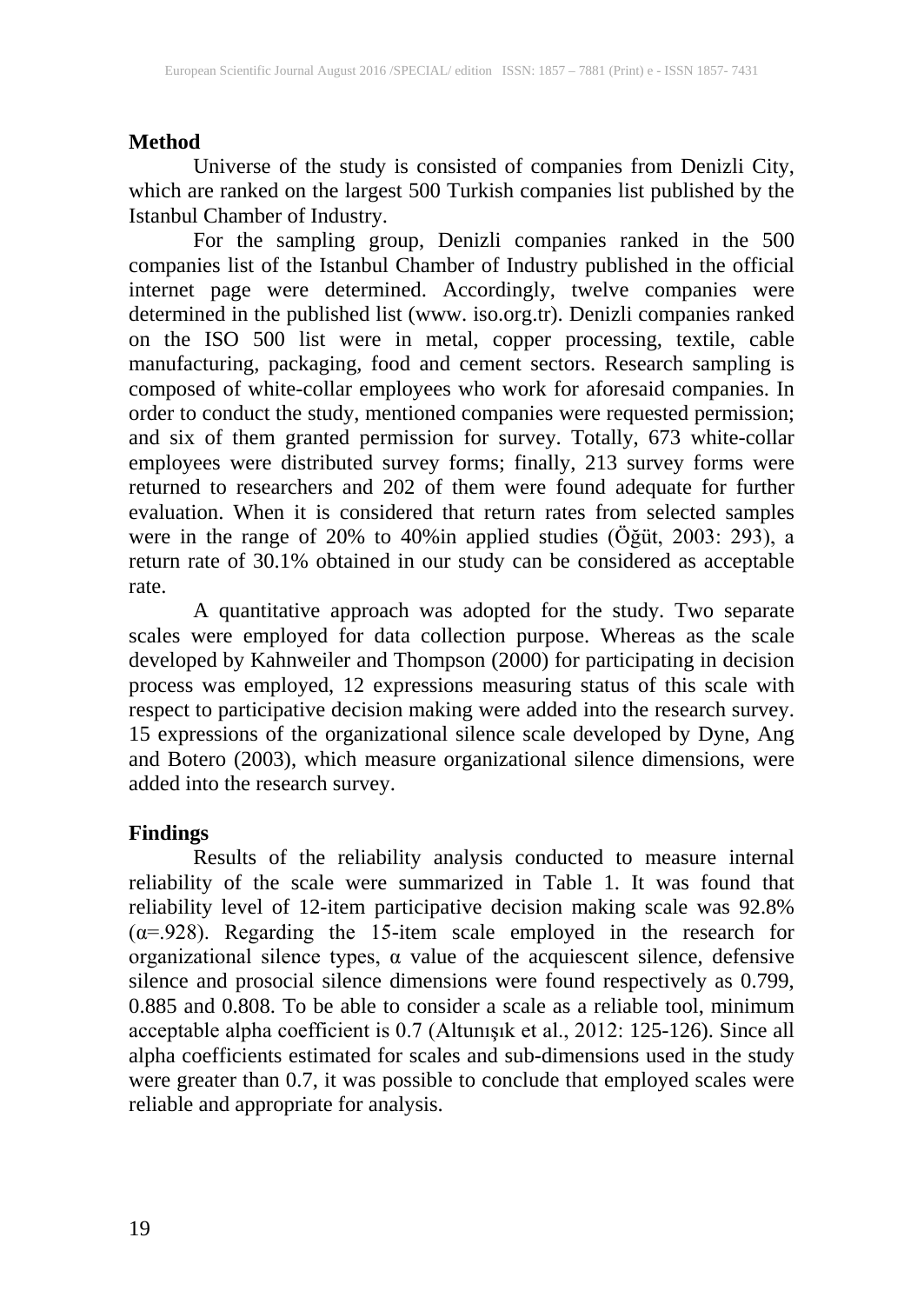**Method**

Universe of the study is consisted of companies from Denizli City, which are ranked on the largest 500 Turkish companies list published by the Istanbul Chamber of Industry.

For the sampling group, Denizli companies ranked in the 500 companies list of the Istanbul Chamber of Industry published in the official internet page were determined. Accordingly, twelve companies were determined in the published list (www. iso.org.tr). Denizli companies ranked on the ISO 500 list were in metal, copper processing, textile, cable manufacturing, packaging, food and cement sectors. Research sampling is composed of white-collar employees who work for aforesaid companies. In order to conduct the study, mentioned companies were requested permission; and six of them granted permission for survey. Totally, 673 white-collar employees were distributed survey forms; finally, 213 survey forms were returned to researchers and 202 of them were found adequate for further evaluation. When it is considered that return rates from selected samples were in the range of 20% to 40%in applied studies (Öğüt, 2003: 293), a return rate of 30.1% obtained in our study can be considered as acceptable rate.

A quantitative approach was adopted for the study. Two separate scales were employed for data collection purpose. Whereas as the scale developed by Kahnweiler and Thompson (2000) for participating in decision process was employed, 12 expressions measuring status of this scale with respect to participative decision making were added into the research survey. 15 expressions of the organizational silence scale developed by Dyne, Ang and Botero (2003), which measure organizational silence dimensions, were added into the research survey.

**Findings**

Results of the reliability analysis conducted to measure internal reliability of the scale were summarized in Table 1. It was found that reliability level of 12-item participative decision making scale was 92.8% ($\alpha$=.928). Regarding the 15-item scale employed in the research for organizational silence types, $\alpha$ value of the acquiescent silence, defensive silence and prosocial silence dimensions were found respectively as 0.799, 0.885 and 0.808. To be able to consider a scale as a reliable tool, minimum acceptable alpha coefficient is 0.7 (Altunışık et al., 2012: 125-126). Since all alpha coefficients estimated for scales and sub-dimensions used in the study were greater than 0.7, it was possible to conclude that employed scales were reliable and appropriate for analysis.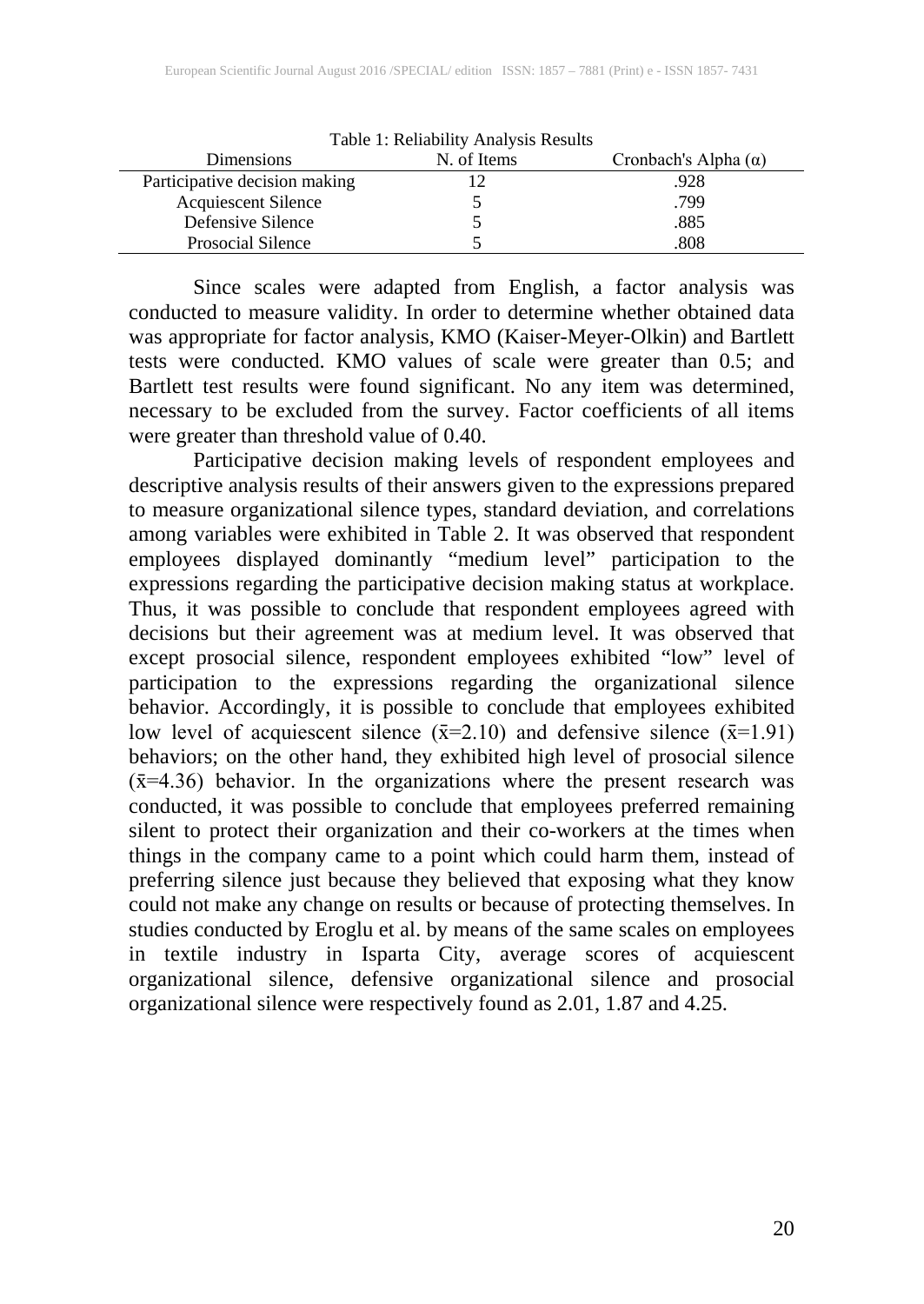Table 1: Reliability Analysis Results

| Dimensions | N. of Items | Cronbach's Alpha (α) |
|---|---|---|
| Participative decision making | 12 | .928 |
| Acquiescent Silence | 5 | .799 |
| Defensive Silence | 5 | .885 |
| Prosocial Silence | 5 | .808 |

Since scales were adapted from English, a factor analysis was conducted to measure validity. In order to determine whether obtained data was appropriate for factor analysis, KMO (Kaiser-Meyer-Olkin) and Bartlett tests were conducted. KMO values of scale were greater than 0.5; and Bartlett test results were found significant. No any item was determined, necessary to be excluded from the survey. Factor coefficients of all items were greater than threshold value of 0.40.

Participative decision making levels of respondent employees and descriptive analysis results of their answers given to the expressions prepared to measure organizational silence types, standard deviation, and correlations among variables were exhibited in Table 2. It was observed that respondent employees displayed dominantly "medium level" participation to the expressions regarding the participative decision making status at workplace. Thus, it was possible to conclude that respondent employees agreed with decisions but their agreement was at medium level. It was observed that except prosocial silence, respondent employees exhibited "low" level of participation to the expressions regarding the organizational silence behavior. Accordingly, it is possible to conclude that employees exhibited low level of acquiescent silence ($\bar{x}$=2.10) and defensive silence ($\bar{x}$=1.91) behaviors; on the other hand, they exhibited high level of prosocial silence ($\bar{x}$=4.36) behavior. In the organizations where the present research was conducted, it was possible to conclude that employees preferred remaining silent to protect their organization and their co-workers at the times when things in the company came to a point which could harm them, instead of preferring silence just because they believed that exposing what they know could not make any change on results or because of protecting themselves. In studies conducted by Eroglu et al. by means of the same scales on employees in textile industry in Isparta City, average scores of acquiescent organizational silence, defensive organizational silence and prosocial organizational silence were respectively found as 2.01, 1.87 and 4.25.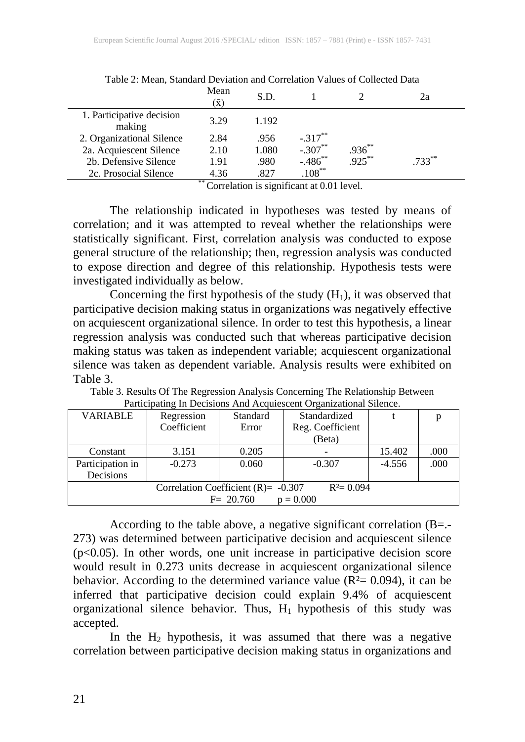Table 2: Mean, Standard Deviation and Correlation Values of Collected Data

| | Mean ($\bar{x}$) | S.D. | 1 | 2 | 2a |
|---|---|---|---|---|---|
| 1. Participative decision making | 3.29 | 1.192 | | | |
| 2. Organizational Silence | 2.84 | .956 | -.317** | | |
| 2a. Acquiescent Silence | 2.10 | 1.080 | -.307** | .936** | |
| 2b. Defensive Silence | 1.91 | .980 | -.486** | .925** | .733** |
| 2c. Prosocial Silence | 4.36 | .827 | .108** | | |

** Correlation is significant at 0.01 level.

The relationship indicated in hypotheses was tested by means of correlation; and it was attempted to reveal whether the relationships were statistically significant. First, correlation analysis was conducted to expose general structure of the relationship; then, regression analysis was conducted to expose direction and degree of this relationship. Hypothesis tests were investigated individually as below.

Concerning the first hypothesis of the study ($H_1$), it was observed that participative decision making status in organizations was negatively effective on acquiescent organizational silence. In order to test this hypothesis, a linear regression analysis was conducted such that whereas participative decision making status was taken as independent variable; acquiescent organizational silence was taken as dependent variable. Analysis results were exhibited on Table 3.

Table 3. Results Of The Regression Analysis Concerning The Relationship Between Participating In Decisions And Acquiescent Organizational Silence.

| VARIABLE | Regression Coefficient | Standard Error | Standardized Reg. Coefficient (Beta) | t | p |
|---|---|---|---|---|---|
| Constant | 3.151 | 0.205 | - | 15.402 | .000 |
| Participation in Decisions | -0.273 | 0.060 | -0.307 | -4.556 | .000 |
| Correlation Coefficient (R)= -0.307 $R^2$= 0.094 F= 20.760 p = 0.000 | | | | | |

According to the table above, a negative significant correlation (B=.-273) was determined between participative decision and acquiescent silence ($p<0.05$). In other words, one unit increase in participative decision score would result in 0.273 units decrease in acquiescent organizational silence behavior. According to the determined variance value ($R^2$= 0.094), it can be inferred that participative decision could explain 9.4% of acquiescent organizational silence behavior. Thus, $H_1$ hypothesis of this study was accepted.

In the $H_2$ hypothesis, it was assumed that there was a negative correlation between participative decision making status in organizations and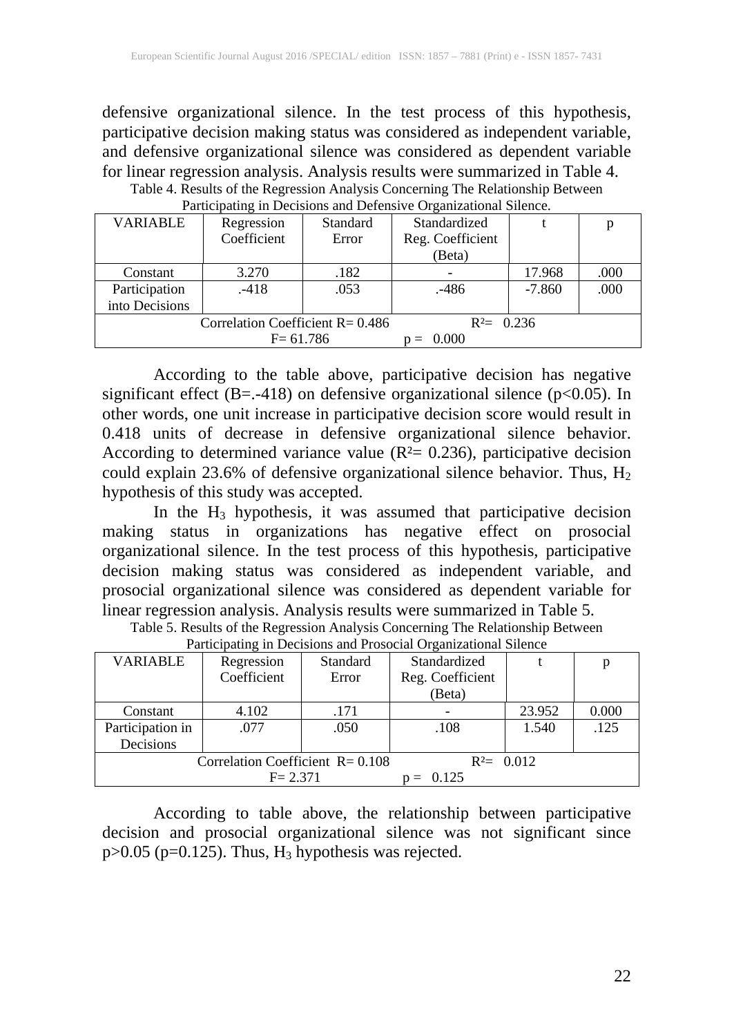defensive organizational silence. In the test process of this hypothesis, participative decision making status was considered as independent variable, and defensive organizational silence was considered as dependent variable for linear regression analysis. Analysis results were summarized in Table 4.

Table 4. Results of the Regression Analysis Concerning The Relationship Between Participating in Decisions and Defensive Organizational Silence.

| VARIABLE | Regression Coefficient | Standard Error | Standardized Reg. Coefficient (Beta) | t | p |
|---|---|---|---|---|---|
| Constant | 3.270 | .182 | - | 17.968 | .000 |
| Participation into Decisions | .-418 | .053 | .-486 | -7.860 | .000 |
| Correlation Coefficient R= 0.486 | | | $R^2$= 0.236 | | |
| F= 61.786 | | | p = 0.000 | | |

According to the table above, participative decision has negative significant effect (B=.-418) on defensive organizational silence ($p<0.05$). In other words, one unit increase in participative decision score would result in 0.418 units of decrease in defensive organizational silence behavior. According to determined variance value ($R^2$= 0.236), participative decision could explain 23.6% of defensive organizational silence behavior. Thus, $H_2$ hypothesis of this study was accepted.

In the $H_3$ hypothesis, it was assumed that participative decision making status in organizations has negative effect on prosocial organizational silence. In the test process of this hypothesis, participative decision making status was considered as independent variable, and prosocial organizational silence was considered as dependent variable for linear regression analysis. Analysis results were summarized in Table 5.

Table 5. Results of the Regression Analysis Concerning The Relationship Between Participating in Decisions and Prosocial Organizational Silence

| VARIABLE | Regression Coefficient | Standard Error | Standardized Reg. Coefficient (Beta) | t | p |
|---|---|---|---|---|---|
| Constant | 4.102 | .171 | - | 23.952 | 0.000 |
| Participation in Decisions | .077 | .050 | .108 | 1.540 | .125 |
| Correlation Coefficient R= 0.108 | | | $R^2$= 0.012 | | |
| F= 2.371 | | | p = 0.125 | | |

According to table above, the relationship between participative decision and prosocial organizational silence was not significant since $p>0.05$ (p=0.125). Thus, $H_3$ hypothesis was rejected.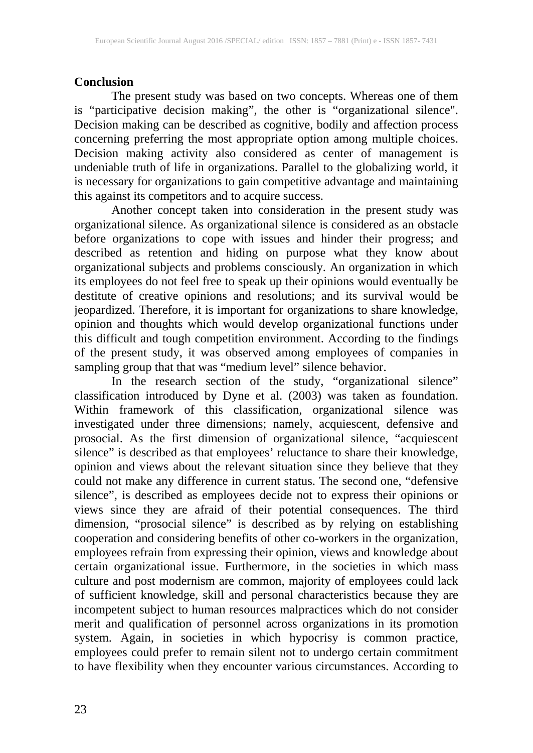## Conclusion

The present study was based on two concepts. Whereas one of them is "participative decision making", the other is "organizational silence". Decision making can be described as cognitive, bodily and affection process concerning preferring the most appropriate option among multiple choices. Decision making activity also considered as center of management is undeniable truth of life in organizations. Parallel to the globalizing world, it is necessary for organizations to gain competitive advantage and maintaining this against its competitors and to acquire success.

Another concept taken into consideration in the present study was organizational silence. As organizational silence is considered as an obstacle before organizations to cope with issues and hinder their progress; and described as retention and hiding on purpose what they know about organizational subjects and problems consciously. An organization in which its employees do not feel free to speak up their opinions would eventually be destitute of creative opinions and resolutions; and its survival would be jeopardized. Therefore, it is important for organizations to share knowledge, opinion and thoughts which would develop organizational functions under this difficult and tough competition environment. According to the findings of the present study, it was observed among employees of companies in sampling group that that was "medium level" silence behavior.

In the research section of the study, "organizational silence" classification introduced by Dyne et al. (2003) was taken as foundation. Within framework of this classification, organizational silence was investigated under three dimensions; namely, acquiescent, defensive and prosocial. As the first dimension of organizational silence, "acquiescent silence" is described as that employees' reluctance to share their knowledge, opinion and views about the relevant situation since they believe that they could not make any difference in current status. The second one, "defensive silence", is described as employees decide not to express their opinions or views since they are afraid of their potential consequences. The third dimension, "prosocial silence" is described as by relying on establishing cooperation and considering benefits of other co-workers in the organization, employees refrain from expressing their opinion, views and knowledge about certain organizational issue. Furthermore, in the societies in which mass culture and post modernism are common, majority of employees could lack of sufficient knowledge, skill and personal characteristics because they are incompetent subject to human resources malpractices which do not consider merit and qualification of personnel across organizations in its promotion system. Again, in societies in which hypocrisy is common practice, employees could prefer to remain silent not to undergo certain commitment to have flexibility when they encounter various circumstances. According to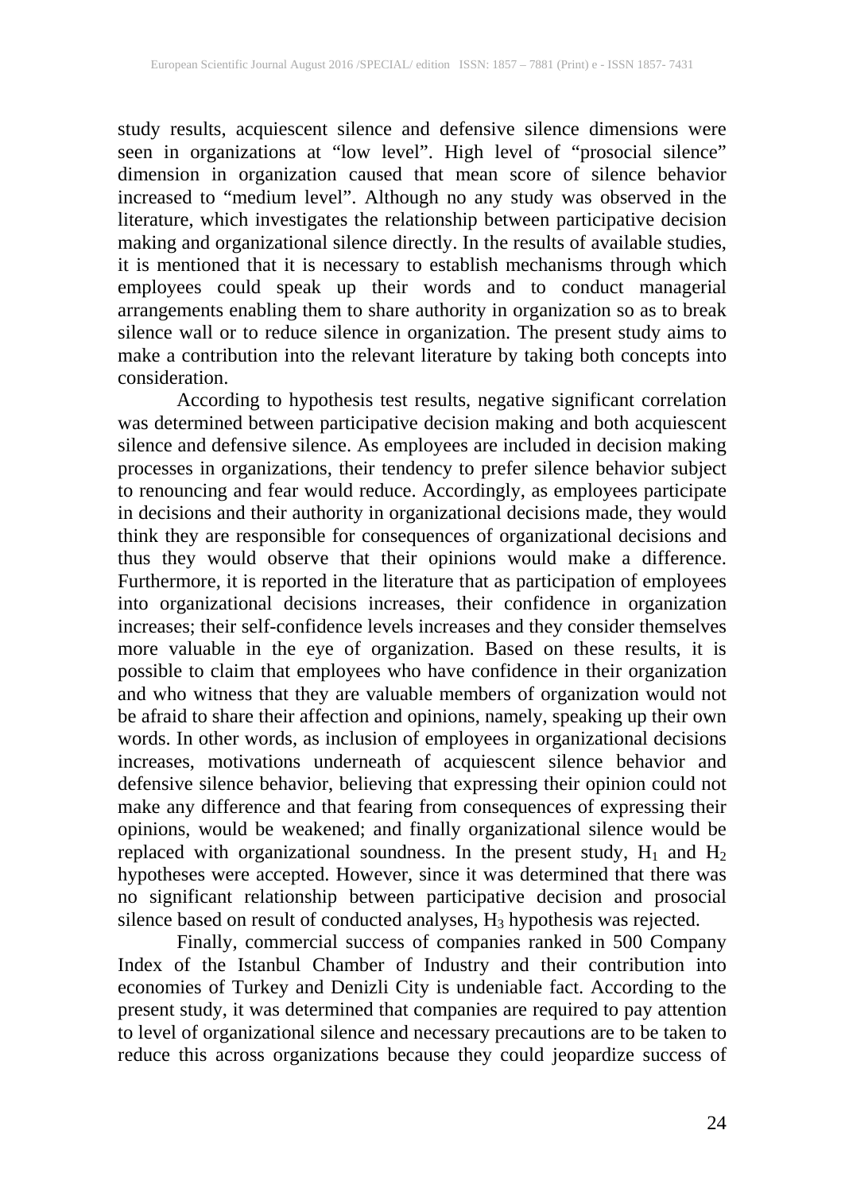study results, acquiescent silence and defensive silence dimensions were seen in organizations at "low level". High level of "prosocial silence" dimension in organization caused that mean score of silence behavior increased to "medium level". Although no any study was observed in the literature, which investigates the relationship between participative decision making and organizational silence directly. In the results of available studies, it is mentioned that it is necessary to establish mechanisms through which employees could speak up their words and to conduct managerial arrangements enabling them to share authority in organization so as to break silence wall or to reduce silence in organization. The present study aims to make a contribution into the relevant literature by taking both concepts into consideration.

According to hypothesis test results, negative significant correlation was determined between participative decision making and both acquiescent silence and defensive silence. As employees are included in decision making processes in organizations, their tendency to prefer silence behavior subject to renouncing and fear would reduce. Accordingly, as employees participate in decisions and their authority in organizational decisions made, they would think they are responsible for consequences of organizational decisions and thus they would observe that their opinions would make a difference. Furthermore, it is reported in the literature that as participation of employees into organizational decisions increases, their confidence in organization increases; their self-confidence levels increases and they consider themselves more valuable in the eye of organization. Based on these results, it is possible to claim that employees who have confidence in their organization and who witness that they are valuable members of organization would not be afraid to share their affection and opinions, namely, speaking up their own words. In other words, as inclusion of employees in organizational decisions increases, motivations underneath of acquiescent silence behavior and defensive silence behavior, believing that expressing their opinion could not make any difference and that fearing from consequences of expressing their opinions, would be weakened; and finally organizational silence would be replaced with organizational soundness. In the present study, $H_1$ and $H_2$ hypotheses were accepted. However, since it was determined that there was no significant relationship between participative decision and prosocial silence based on result of conducted analyses, $H_3$ hypothesis was rejected.

Finally, commercial success of companies ranked in 500 Company Index of the Istanbul Chamber of Industry and their contribution into economies of Turkey and Denizli City is undeniable fact. According to the present study, it was determined that companies are required to pay attention to level of organizational silence and necessary precautions are to be taken to reduce this across organizations because they could jeopardize success of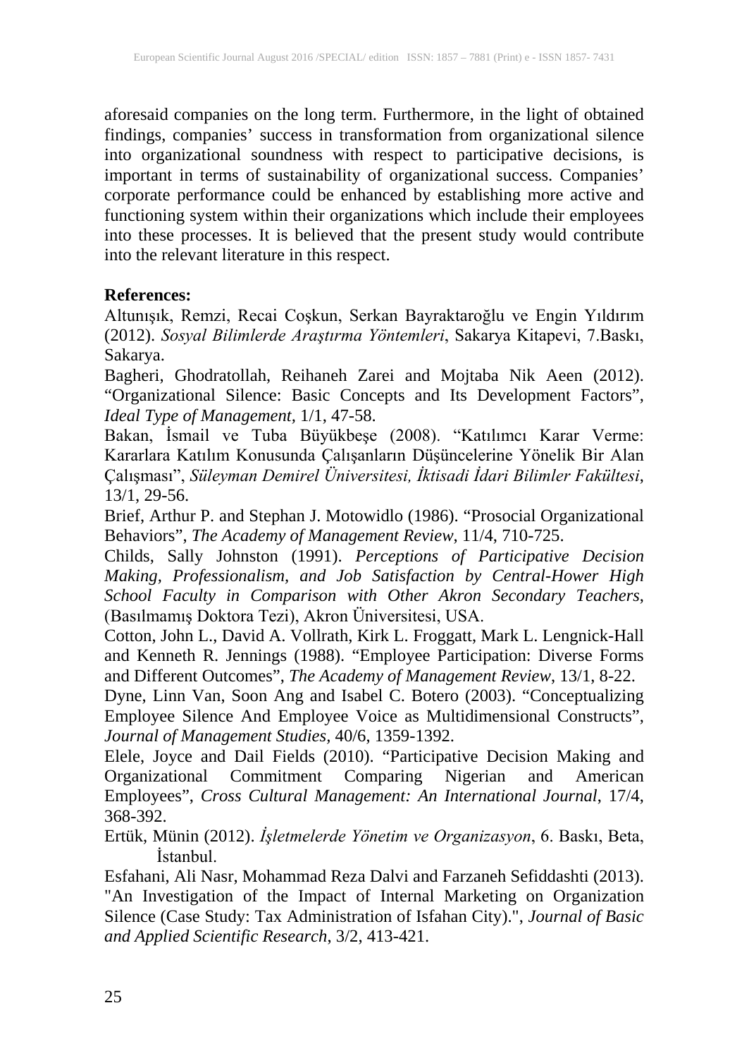aforesaid companies on the long term. Furthermore, in the light of obtained findings, companies' success in transformation from organizational silence into organizational soundness with respect to participative decisions, is important in terms of sustainability of organizational success. Companies' corporate performance could be enhanced by establishing more active and functioning system within their organizations which include their employees into these processes. It is believed that the present study would contribute into the relevant literature in this respect.

**References:**

Altunışık, Remzi, Recai Coşkun, Serkan Bayraktaroğlu ve Engin Yıldırım (2012). *Sosyal Bilimlerde Araştırma Yöntemleri*, Sakarya Kitapevi, 7.Baskı, Sakarya.

Bagheri, Ghodratollah, Reihaneh Zarei and Mojtaba Nik Aeen (2012). "Organizational Silence: Basic Concepts and Its Development Factors", *Ideal Type of Management,* 1/1, 47-58.

Bakan, İsmail ve Tuba Büyükbeşe (2008). "Katılımcı Karar Verme: Kararlara Katılım Konusunda Çalışanların Düşüncelerine Yönelik Bir Alan Çalışması", *Süleyman Demirel Üniversitesi, İktisadi İdari Bilimler Fakültesi*, 13/1, 29-56.

Brief, Arthur P. and Stephan J. Motowidlo (1986). "Prosocial Organizational Behaviors", *The Academy of Management Review*, 11/4, 710-725.

Childs, Sally Johnston (1991). *Perceptions of Participative Decision Making, Professionalism, and Job Satisfaction by Central-Hower High School Faculty in Comparison with Other Akron Secondary Teachers*, (Basılmamış Doktora Tezi), Akron Üniversitesi, USA.

Cotton, John L., David A. Vollrath, Kirk L. Froggatt, Mark L. Lengnick-Hall and Kenneth R. Jennings (1988). "Employee Participation: Diverse Forms and Different Outcomes", *The Academy of Management Review*, 13/1, 8-22.

Dyne, Linn Van, Soon Ang and Isabel C. Botero (2003). "Conceptualizing Employee Silence And Employee Voice as Multidimensional Constructs", *Journal of Management Studies*, 40/6, 1359-1392.

Elele, Joyce and Dail Fields (2010). "Participative Decision Making and Organizational Commitment Comparing Nigerian and American Employees", *Cross Cultural Management: An International Journal*, 17/4, 368-392.

Ertük, Münin (2012). *İşletmelerde Yönetim ve Organizasyon*, 6. Baskı, Beta, İstanbul.

Esfahani, Ali Nasr, Mohammad Reza Dalvi and Farzaneh Sefiddashti (2013). "An Investigation of the Impact of Internal Marketing on Organization Silence (Case Study: Tax Administration of Isfahan City).", *Journal of Basic and Applied Scientific Research*, 3/2, 413-421.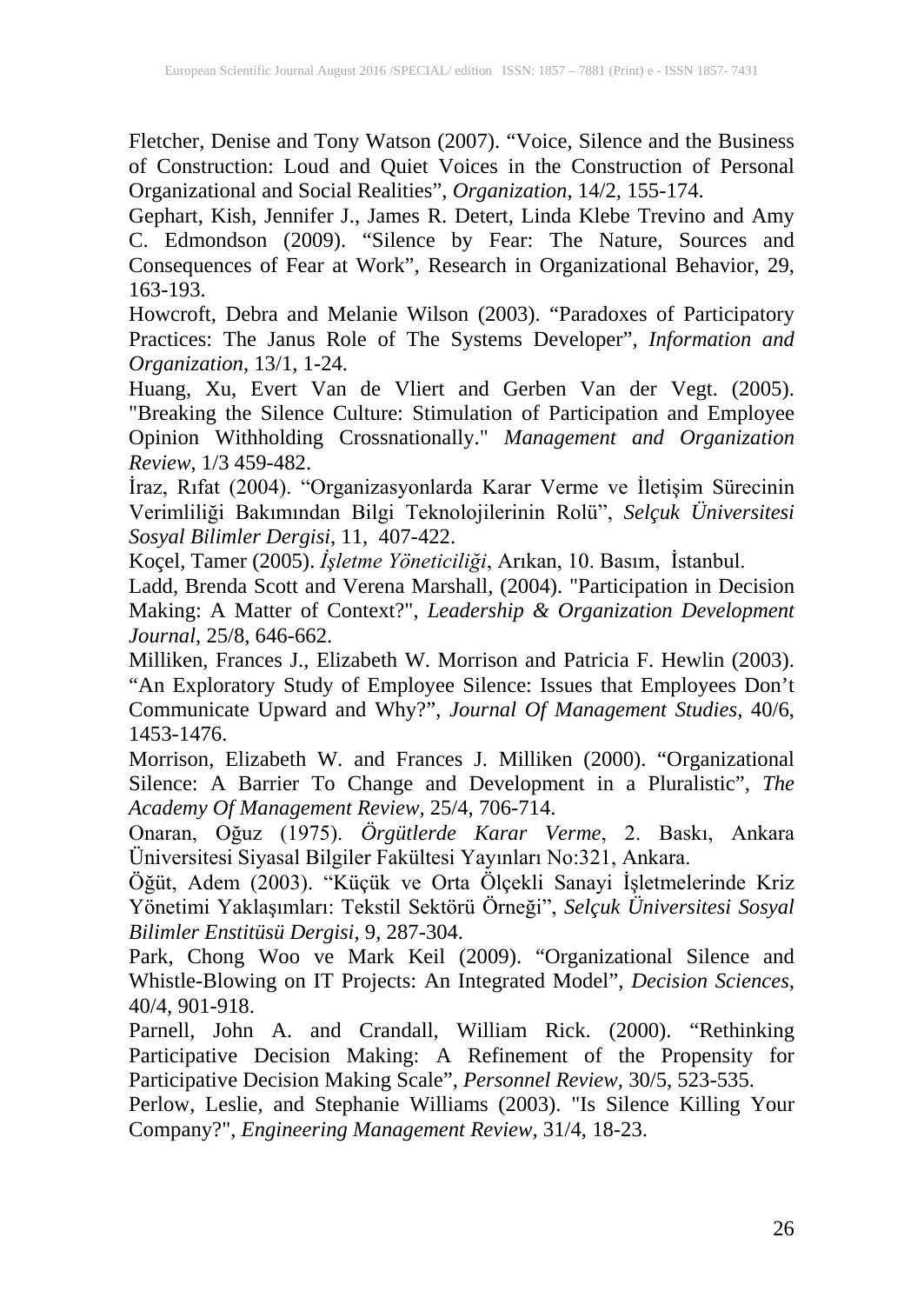Fletcher, Denise and Tony Watson (2007). "Voice, Silence and the Business of Construction: Loud and Quiet Voices in the Construction of Personal Organizational and Social Realities", *Organization*, 14/2, 155-174.

Gephart, Kish, Jennifer J., James R. Detert, Linda Klebe Trevino and Amy C. Edmondson (2009). "Silence by Fear: The Nature, Sources and Consequences of Fear at Work", Research in Organizational Behavior, 29, 163-193.

Howcroft, Debra and Melanie Wilson (2003). "Paradoxes of Participatory Practices: The Janus Role of The Systems Developer", *Information and Organization*, 13/1, 1-24.

Huang, Xu, Evert Van de Vliert and Gerben Van der Vegt. (2005). "Breaking the Silence Culture: Stimulation of Participation and Employee Opinion Withholding Crossnationally." *Management and Organization Review*, 1/3 459-482.

İraz, Rıfat (2004). "Organizasyonlarda Karar Verme ve İletişim Sürecinin Verimliliği Bakımından Bilgi Teknolojilerinin Rolü", *Selçuk Üniversitesi Sosyal Bilimler Dergisi*, 11, 407-422.

Koçel, Tamer (2005). *İşletme Yöneticiliği*, Arıkan, 10. Basım, İstanbul.

Ladd, Brenda Scott and Verena Marshall, (2004). "Participation in Decision Making: A Matter of Context?", *Leadership & Organization Development Journal*, 25/8, 646-662.

Milliken, Frances J., Elizabeth W. Morrison and Patricia F. Hewlin (2003). "An Exploratory Study of Employee Silence: Issues that Employees Don't Communicate Upward and Why?", *Journal Of Management Studies*, 40/6, 1453-1476.

Morrison, Elizabeth W. and Frances J. Milliken (2000). "Organizational Silence: A Barrier To Change and Development in a Pluralistic", *The Academy Of Management Review*, 25/4, 706-714.

Onaran, Oğuz (1975). *Örgütlerde Karar Verme*, 2. Baskı, Ankara Üniversitesi Siyasal Bilgiler Fakültesi Yayınları No:321, Ankara.

Öğüt, Adem (2003). "Küçük ve Orta Ölçekli Sanayi İşletmelerinde Kriz Yönetimi Yaklaşımları: Tekstil Sektörü Örneği", *Selçuk Üniversitesi Sosyal Bilimler Enstitüsü Dergisi*, 9, 287-304.

Park, Chong Woo ve Mark Keil (2009). "Organizational Silence and Whistle-Blowing on IT Projects: An Integrated Model", *Decision Sciences*, 40/4, 901-918.

Parnell, John A. and Crandall, William Rick. (2000). "Rethinking Participative Decision Making: A Refinement of the Propensity for Participative Decision Making Scale", *Personnel Review*, 30/5, 523-535.

Perlow, Leslie, and Stephanie Williams (2003). "Is Silence Killing Your Company?", *Engineering Management Review*, 31/4, 18-23.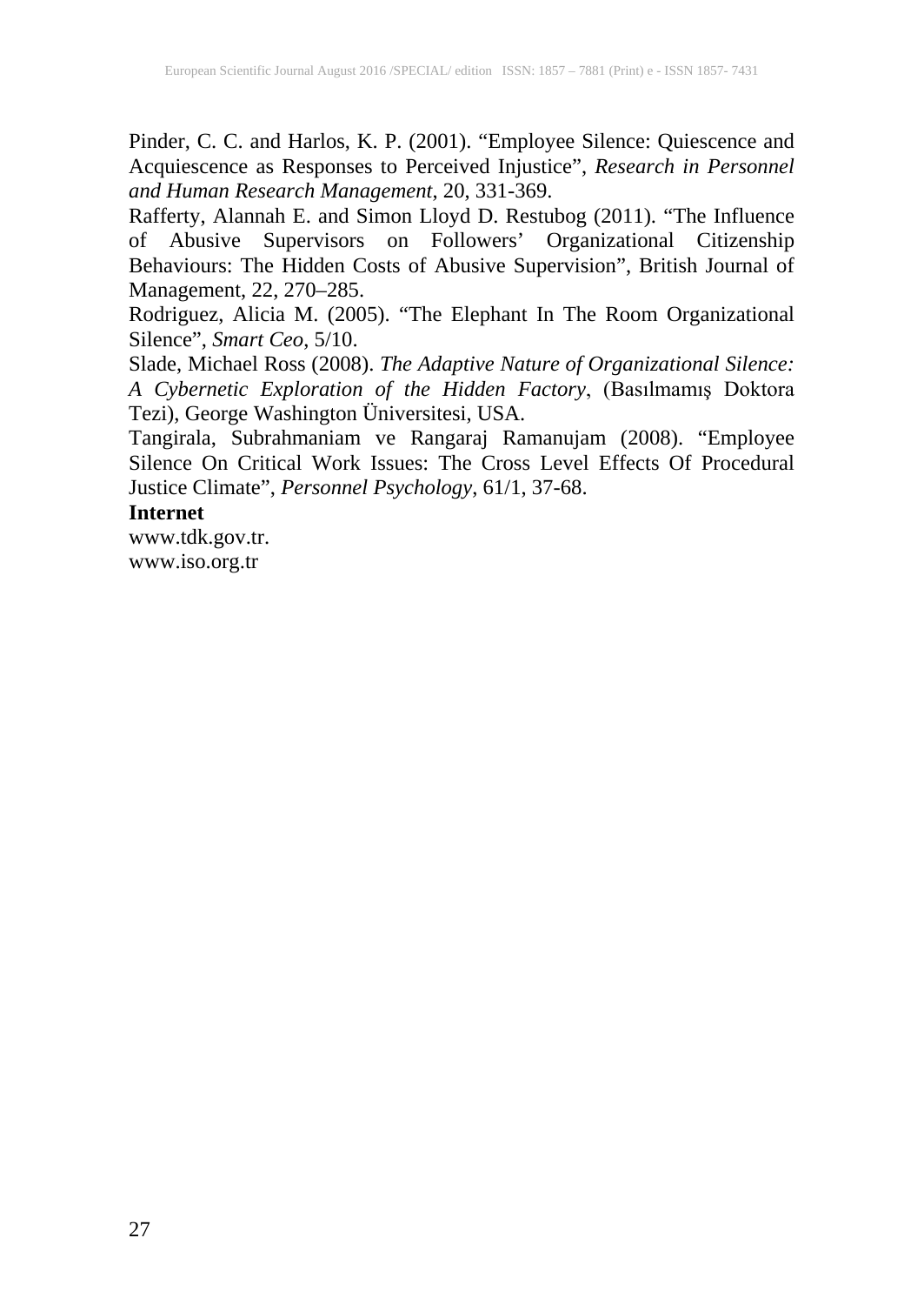Pinder, C. C. and Harlos, K. P. (2001). “Employee Silence: Quiescence and Acquiescence as Responses to Perceived Injustice”, *Research in Personnel and Human Research Management*, 20, 331-369.

Rafferty, Alannah E. and Simon Lloyd D. Restubog (2011). “The Influence of Abusive Supervisors on Followers’ Organizational Citizenship Behaviours: The Hidden Costs of Abusive Supervision”, British Journal of Management, 22, 270–285.

Rodriguez, Alicia M. (2005). “The Elephant In The Room Organizational Silence”, *Smart Ceo*, 5/10.

Slade, Michael Ross (2008). *The Adaptive Nature of Organizational Silence: A Cybernetic Exploration of the Hidden Factory*, (Basılmamış Doktora Tezi), George Washington Üniversitesi, USA.

Tangirala, Subrahmaniam ve Rangaraj Ramanujam (2008). “Employee Silence On Critical Work Issues: The Cross Level Effects Of Procedural Justice Climate”, *Personnel Psychology*, 61/1, 37-68.

**Internet**

www.tdk.gov.tr.

www.iso.org.tr